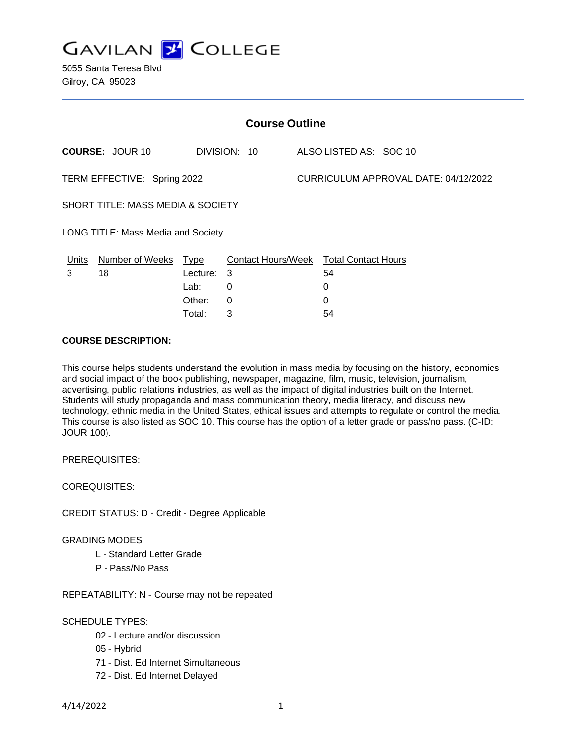# GAVILAN COLLEGE

5055 Santa Teresa Blvd
Gilroy, CA 95023

## Course Outline

**COURSE:** JOUR 10 DIVISION: 10 ALSO LISTED AS: SOC 10

TERM EFFECTIVE: Spring 2022 CURRICULUM APPROVAL DATE: 04/12/2022

SHORT TITLE: MASS MEDIA & SOCIETY

LONG TITLE: Mass Media and Society

| Units | Number of Weeks | Type | Contact Hours/Week | Total Contact Hours |
|---|---|---|---|---|
| 3 | 18 | Lecture: | 3 | 54 |
| | | Lab: | 0 | 0 |
| | | Other: | 0 | 0 |
| | | Total: | 3 | 54 |

**COURSE DESCRIPTION:**

This course helps students understand the evolution in mass media by focusing on the history, economics and social impact of the book publishing, newspaper, magazine, film, music, television, journalism, advertising, public relations industries, as well as the impact of digital industries built on the Internet. Students will study propaganda and mass communication theory, media literacy, and discuss new technology, ethnic media in the United States, ethical issues and attempts to regulate or control the media. This course is also listed as SOC 10. This course has the option of a letter grade or pass/no pass. (C-ID: JOUR 100).

PREREQUISITES:

COREQUISITES:

CREDIT STATUS: D - Credit - Degree Applicable

GRADING MODES

- L - Standard Letter Grade
- P - Pass/No Pass

REPEATABILITY: N - Course may not be repeated

SCHEDULE TYPES:

- 02 - Lecture and/or discussion
- 05 - Hybrid
- 71 - Dist. Ed Internet Simultaneous
- 72 - Dist. Ed Internet Delayed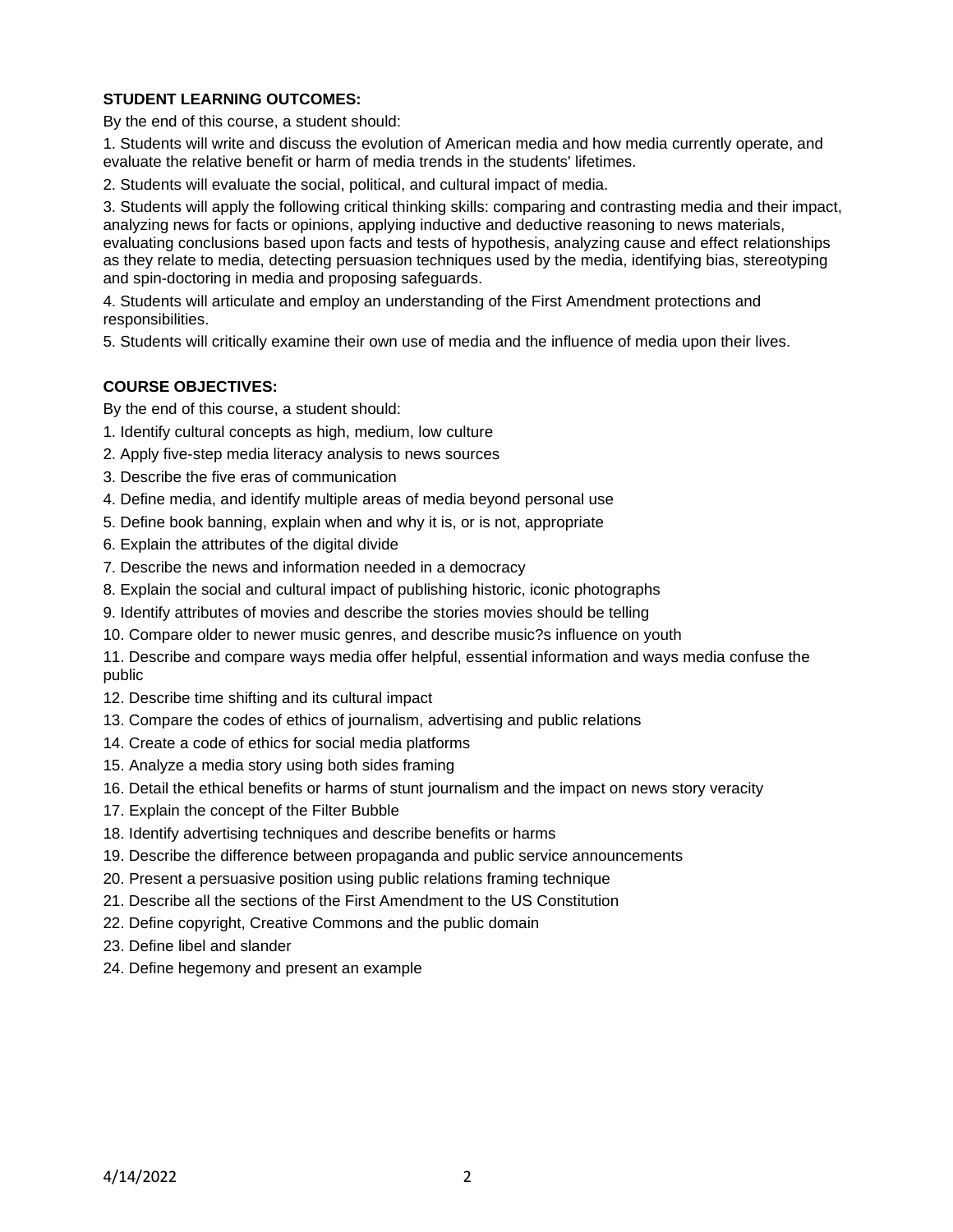**STUDENT LEARNING OUTCOMES:**

By the end of this course, a student should:

1. Students will write and discuss the evolution of American media and how media currently operate, and evaluate the relative benefit or harm of media trends in the students' lifetimes.
2. Students will evaluate the social, political, and cultural impact of media.
3. Students will apply the following critical thinking skills: comparing and contrasting media and their impact, analyzing news for facts or opinions, applying inductive and deductive reasoning to news materials, evaluating conclusions based upon facts and tests of hypothesis, analyzing cause and effect relationships as they relate to media, detecting persuasion techniques used by the media, identifying bias, stereotyping and spin-doctoring in media and proposing safeguards.
4. Students will articulate and employ an understanding of the First Amendment protections and responsibilities.
5. Students will critically examine their own use of media and the influence of media upon their lives.

**COURSE OBJECTIVES:**

By the end of this course, a student should:

1. Identify cultural concepts as high, medium, low culture
2. Apply five-step media literacy analysis to news sources
3. Describe the five eras of communication
4. Define media, and identify multiple areas of media beyond personal use
5. Define book banning, explain when and why it is, or is not, appropriate
6. Explain the attributes of the digital divide
7. Describe the news and information needed in a democracy
8. Explain the social and cultural impact of publishing historic, iconic photographs
9. Identify attributes of movies and describe the stories movies should be telling
10. Compare older to newer music genres, and describe music?s influence on youth
11. Describe and compare ways media offer helpful, essential information and ways media confuse the public
12. Describe time shifting and its cultural impact
13. Compare the codes of ethics of journalism, advertising and public relations
14. Create a code of ethics for social media platforms
15. Analyze a media story using both sides framing
16. Detail the ethical benefits or harms of stunt journalism and the impact on news story veracity
17. Explain the concept of the Filter Bubble
18. Identify advertising techniques and describe benefits or harms
19. Describe the difference between propaganda and public service announcements
20. Present a persuasive position using public relations framing technique
21. Describe all the sections of the First Amendment to the US Constitution
22. Define copyright, Creative Commons and the public domain
23. Define libel and slander
24. Define hegemony and present an example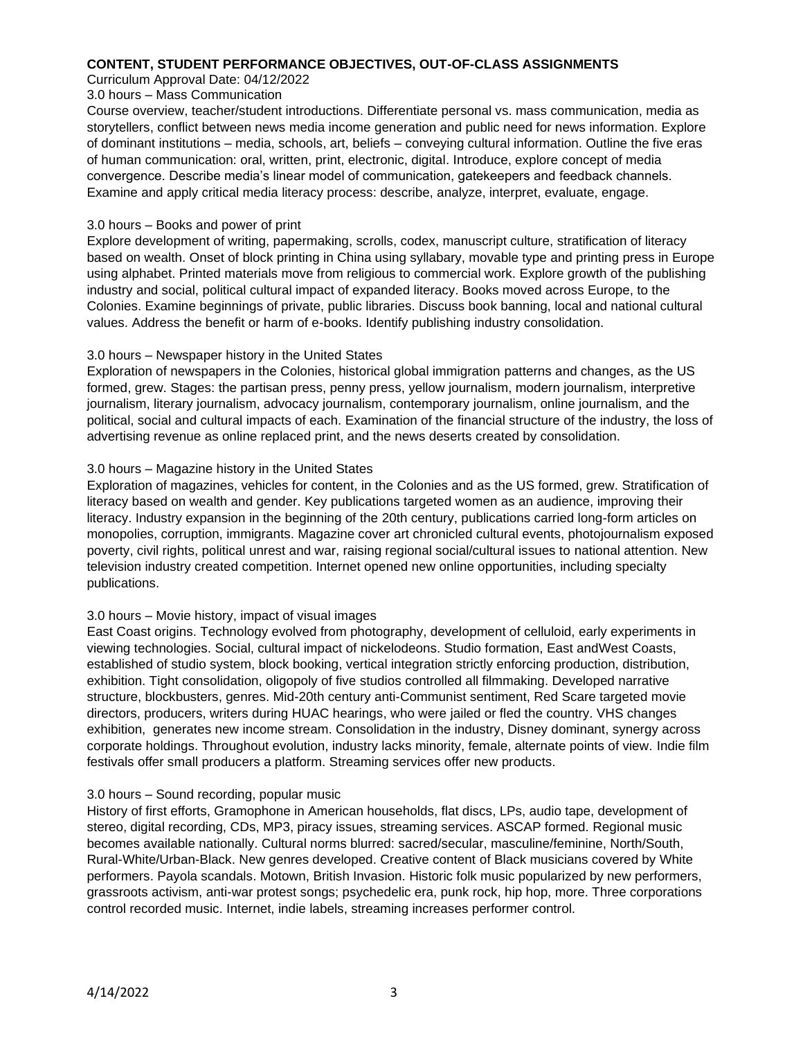**CONTENT, STUDENT PERFORMANCE OBJECTIVES, OUT-OF-CLASS ASSIGNMENTS**

Curriculum Approval Date: 04/12/2022

3.0 hours – Mass Communication

Course overview, teacher/student introductions. Differentiate personal vs. mass communication, media as storytellers, conflict between news media income generation and public need for news information. Explore of dominant institutions – media, schools, art, beliefs – conveying cultural information. Outline the five eras of human communication: oral, written, print, electronic, digital. Introduce, explore concept of media convergence. Describe media's linear model of communication, gatekeepers and feedback channels. Examine and apply critical media literacy process: describe, analyze, interpret, evaluate, engage.

3.0 hours – Books and power of print

Explore development of writing, papermaking, scrolls, codex, manuscript culture, stratification of literacy based on wealth. Onset of block printing in China using syllabary, movable type and printing press in Europe using alphabet. Printed materials move from religious to commercial work. Explore growth of the publishing industry and social, political cultural impact of expanded literacy. Books moved across Europe, to the Colonies. Examine beginnings of private, public libraries. Discuss book banning, local and national cultural values. Address the benefit or harm of e-books. Identify publishing industry consolidation.

3.0 hours – Newspaper history in the United States

Exploration of newspapers in the Colonies, historical global immigration patterns and changes, as the US formed, grew. Stages: the partisan press, penny press, yellow journalism, modern journalism, interpretive journalism, literary journalism, advocacy journalism, contemporary journalism, online journalism, and the political, social and cultural impacts of each. Examination of the financial structure of the industry, the loss of advertising revenue as online replaced print, and the news deserts created by consolidation.

3.0 hours – Magazine history in the United States

Exploration of magazines, vehicles for content, in the Colonies and as the US formed, grew. Stratification of literacy based on wealth and gender. Key publications targeted women as an audience, improving their literacy. Industry expansion in the beginning of the 20th century, publications carried long-form articles on monopolies, corruption, immigrants. Magazine cover art chronicled cultural events, photojournalism exposed poverty, civil rights, political unrest and war, raising regional social/cultural issues to national attention. New television industry created competition. Internet opened new online opportunities, including specialty publications.

3.0 hours – Movie history, impact of visual images

East Coast origins. Technology evolved from photography, development of celluloid, early experiments in viewing technologies. Social, cultural impact of nickelodeons. Studio formation, East andWest Coasts, established of studio system, block booking, vertical integration strictly enforcing production, distribution, exhibition. Tight consolidation, oligopoly of five studios controlled all filmmaking. Developed narrative structure, blockbusters, genres. Mid-20th century anti-Communist sentiment, Red Scare targeted movie directors, producers, writers during HUAC hearings, who were jailed or fled the country. VHS changes exhibition, generates new income stream. Consolidation in the industry, Disney dominant, synergy across corporate holdings. Throughout evolution, industry lacks minority, female, alternate points of view. Indie film festivals offer small producers a platform. Streaming services offer new products.

3.0 hours – Sound recording, popular music

History of first efforts, Gramophone in American households, flat discs, LPs, audio tape, development of stereo, digital recording, CDs, MP3, piracy issues, streaming services. ASCAP formed. Regional music becomes available nationally. Cultural norms blurred: sacred/secular, masculine/feminine, North/South, Rural-White/Urban-Black. New genres developed. Creative content of Black musicians covered by White performers. Payola scandals. Motown, British Invasion. Historic folk music popularized by new performers, grassroots activism, anti-war protest songs; psychedelic era, punk rock, hip hop, more. Three corporations control recorded music. Internet, indie labels, streaming increases performer control.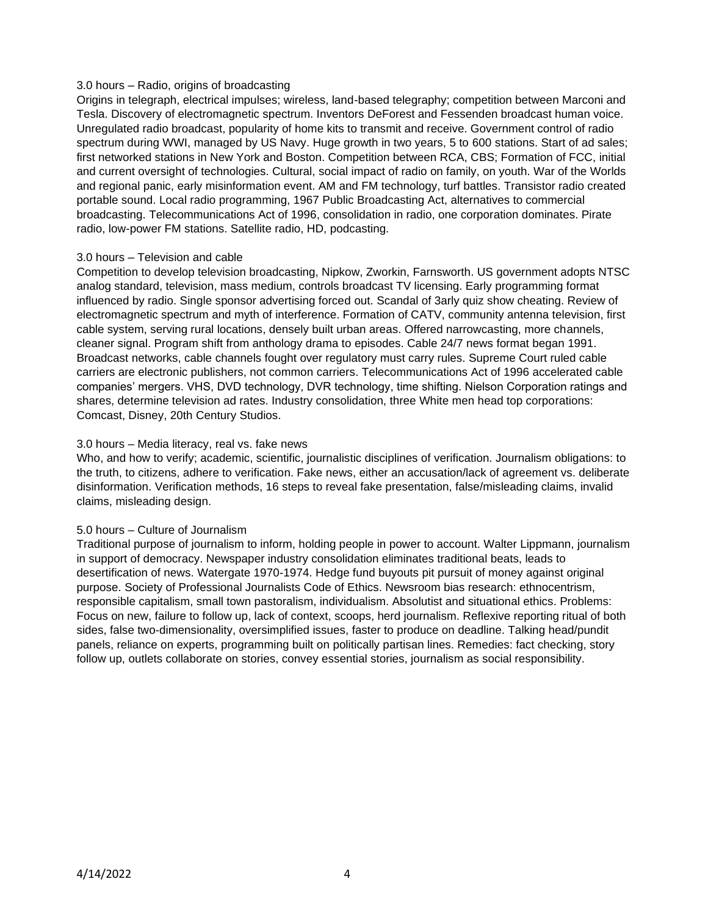3.0 hours – Radio, origins of broadcasting
Origins in telegraph, electrical impulses; wireless, land-based telegraphy; competition between Marconi and Tesla. Discovery of electromagnetic spectrum. Inventors DeForest and Fessenden broadcast human voice. Unregulated radio broadcast, popularity of home kits to transmit and receive. Government control of radio spectrum during WWI, managed by US Navy. Huge growth in two years, 5 to 600 stations. Start of ad sales; first networked stations in New York and Boston. Competition between RCA, CBS; Formation of FCC, initial and current oversight of technologies. Cultural, social impact of radio on family, on youth. War of the Worlds and regional panic, early misinformation event. AM and FM technology, turf battles. Transistor radio created portable sound. Local radio programming, 1967 Public Broadcasting Act, alternatives to commercial broadcasting. Telecommunications Act of 1996, consolidation in radio, one corporation dominates. Pirate radio, low-power FM stations. Satellite radio, HD, podcasting.

3.0 hours – Television and cable
Competition to develop television broadcasting, Nipkow, Zworkin, Farnsworth. US government adopts NTSC analog standard, television, mass medium, controls broadcast TV licensing. Early programming format influenced by radio. Single sponsor advertising forced out. Scandal of 3arly quiz show cheating. Review of electromagnetic spectrum and myth of interference. Formation of CATV, community antenna television, first cable system, serving rural locations, densely built urban areas. Offered narrowcasting, more channels, cleaner signal. Program shift from anthology drama to episodes. Cable 24/7 news format began 1991. Broadcast networks, cable channels fought over regulatory must carry rules. Supreme Court ruled cable carriers are electronic publishers, not common carriers. Telecommunications Act of 1996 accelerated cable companies' mergers. VHS, DVD technology, DVR technology, time shifting. Nielson Corporation ratings and shares, determine television ad rates. Industry consolidation, three White men head top corporations: Comcast, Disney, 20th Century Studios.

3.0 hours – Media literacy, real vs. fake news
Who, and how to verify; academic, scientific, journalistic disciplines of verification. Journalism obligations: to the truth, to citizens, adhere to verification. Fake news, either an accusation/lack of agreement vs. deliberate disinformation. Verification methods, 16 steps to reveal fake presentation, false/misleading claims, invalid claims, misleading design.

5.0 hours – Culture of Journalism
Traditional purpose of journalism to inform, holding people in power to account. Walter Lippmann, journalism in support of democracy. Newspaper industry consolidation eliminates traditional beats, leads to desertification of news. Watergate 1970-1974. Hedge fund buyouts pit pursuit of money against original purpose. Society of Professional Journalists Code of Ethics. Newsroom bias research: ethnocentrism, responsible capitalism, small town pastoralism, individualism. Absolutist and situational ethics. Problems: Focus on new, failure to follow up, lack of context, scoops, herd journalism. Reflexive reporting ritual of both sides, false two-dimensionality, oversimplified issues, faster to produce on deadline. Talking head/pundit panels, reliance on experts, programming built on politically partisan lines. Remedies: fact checking, story follow up, outlets collaborate on stories, convey essential stories, journalism as social responsibility.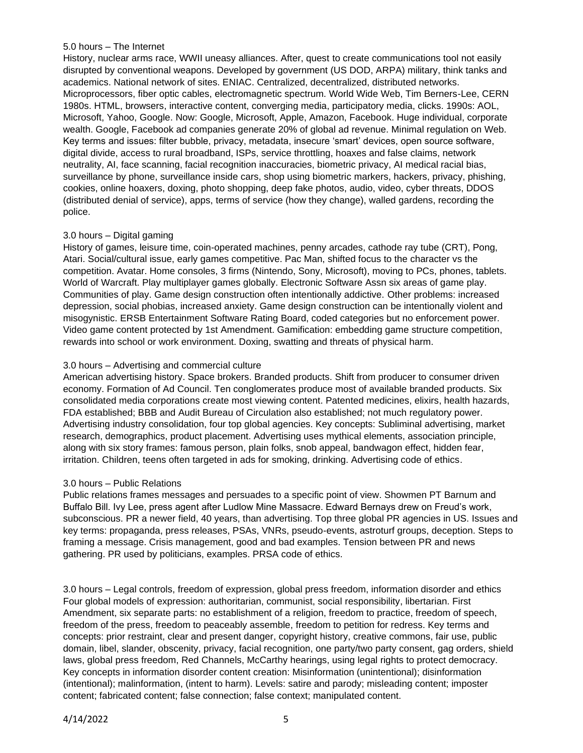5.0 hours – The Internet

History, nuclear arms race, WWII uneasy alliances. After, quest to create communications tool not easily disrupted by conventional weapons. Developed by government (US DOD, ARPA) military, think tanks and academics. National network of sites. ENIAC. Centralized, decentralized, distributed networks. Microprocessors, fiber optic cables, electromagnetic spectrum. World Wide Web, Tim Berners-Lee, CERN 1980s. HTML, browsers, interactive content, converging media, participatory media, clicks. 1990s: AOL, Microsoft, Yahoo, Google. Now: Google, Microsoft, Apple, Amazon, Facebook. Huge individual, corporate wealth. Google, Facebook ad companies generate 20% of global ad revenue. Minimal regulation on Web. Key terms and issues: filter bubble, privacy, metadata, insecure 'smart' devices, open source software, digital divide, access to rural broadband, ISPs, service throttling, hoaxes and false claims, network neutrality, AI, face scanning, facial recognition inaccuracies, biometric privacy, AI medical racial bias, surveillance by phone, surveillance inside cars, shop using biometric markers, hackers, privacy, phishing, cookies, online hoaxers, doxing, photo shopping, deep fake photos, audio, video, cyber threats, DDOS (distributed denial of service), apps, terms of service (how they change), walled gardens, recording the police.

3.0 hours – Digital gaming

History of games, leisure time, coin-operated machines, penny arcades, cathode ray tube (CRT), Pong, Atari. Social/cultural issue, early games competitive. Pac Man, shifted focus to the character vs the competition. Avatar. Home consoles, 3 firms (Nintendo, Sony, Microsoft), moving to PCs, phones, tablets. World of Warcraft. Play multiplayer games globally. Electronic Software Assn six areas of game play. Communities of play. Game design construction often intentionally addictive. Other problems: increased depression, social phobias, increased anxiety. Game design construction can be intentionally violent and misogynistic. ERSB Entertainment Software Rating Board, coded categories but no enforcement power. Video game content protected by 1st Amendment. Gamification: embedding game structure competition, rewards into school or work environment. Doxing, swatting and threats of physical harm.

3.0 hours – Advertising and commercial culture

American advertising history. Space brokers. Branded products. Shift from producer to consumer driven economy. Formation of Ad Council. Ten conglomerates produce most of available branded products. Six consolidated media corporations create most viewing content. Patented medicines, elixirs, health hazards, FDA established; BBB and Audit Bureau of Circulation also established; not much regulatory power. Advertising industry consolidation, four top global agencies. Key concepts: Subliminal advertising, market research, demographics, product placement. Advertising uses mythical elements, association principle, along with six story frames: famous person, plain folks, snob appeal, bandwagon effect, hidden fear, irritation. Children, teens often targeted in ads for smoking, drinking. Advertising code of ethics.

3.0 hours – Public Relations

Public relations frames messages and persuades to a specific point of view. Showmen PT Barnum and Buffalo Bill. Ivy Lee, press agent after Ludlow Mine Massacre. Edward Bernays drew on Freud's work, subconscious. PR a newer field, 40 years, than advertising. Top three global PR agencies in US. Issues and key terms: propaganda, press releases, PSAs, VNRs, pseudo-events, astroturf groups, deception. Steps to framing a message. Crisis management, good and bad examples. Tension between PR and news gathering. PR used by politicians, examples. PRSA code of ethics.

3.0 hours – Legal controls, freedom of expression, global press freedom, information disorder and ethics

Four global models of expression: authoritarian, communist, social responsibility, libertarian. First Amendment, six separate parts: no establishment of a religion, freedom to practice, freedom of speech, freedom of the press, freedom to peaceably assemble, freedom to petition for redress. Key terms and concepts: prior restraint, clear and present danger, copyright history, creative commons, fair use, public domain, libel, slander, obscenity, privacy, facial recognition, one party/two party consent, gag orders, shield laws, global press freedom, Red Channels, McCarthy hearings, using legal rights to protect democracy. Key concepts in information disorder content creation: Misinformation (unintentional); disinformation (intentional); malinformation, (intent to harm). Levels: satire and parody; misleading content; imposter content; fabricated content; false connection; false context; manipulated content.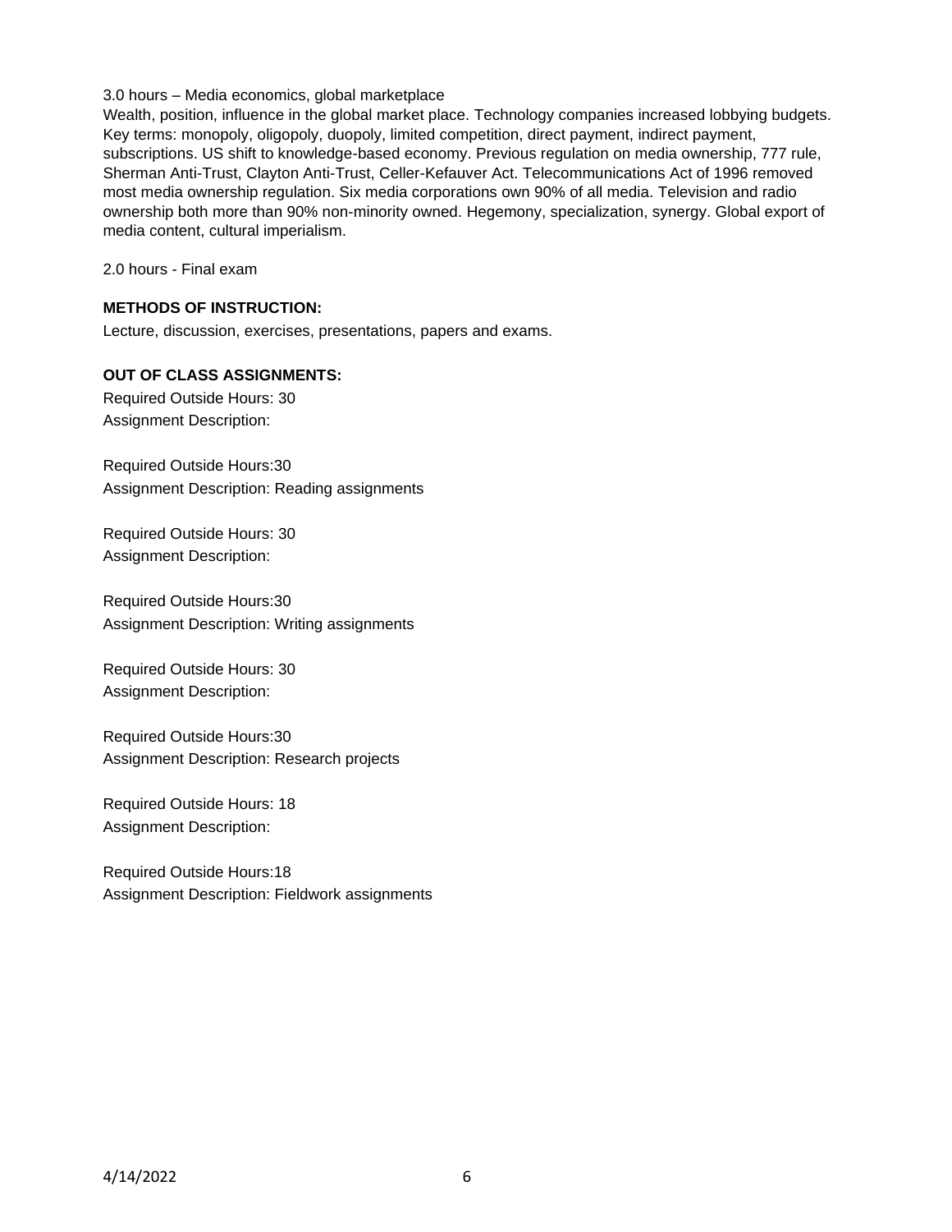3.0 hours – Media economics, global marketplace
Wealth, position, influence in the global market place. Technology companies increased lobbying budgets. Key terms: monopoly, oligopoly, duopoly, limited competition, direct payment, indirect payment, subscriptions. US shift to knowledge-based economy. Previous regulation on media ownership, 777 rule, Sherman Anti-Trust, Clayton Anti-Trust, Celler-Kefauver Act. Telecommunications Act of 1996 removed most media ownership regulation. Six media corporations own 90% of all media. Television and radio ownership both more than 90% non-minority owned. Hegemony, specialization, synergy. Global export of media content, cultural imperialism.

2.0 hours - Final exam

**METHODS OF INSTRUCTION:**

Lecture, discussion, exercises, presentations, papers and exams.

**OUT OF CLASS ASSIGNMENTS:**

Required Outside Hours: 30
Assignment Description:

Required Outside Hours:30
Assignment Description: Reading assignments

Required Outside Hours: 30
Assignment Description:

Required Outside Hours:30
Assignment Description: Writing assignments

Required Outside Hours: 30
Assignment Description:

Required Outside Hours:30
Assignment Description: Research projects

Required Outside Hours: 18
Assignment Description:

Required Outside Hours:18
Assignment Description: Fieldwork assignments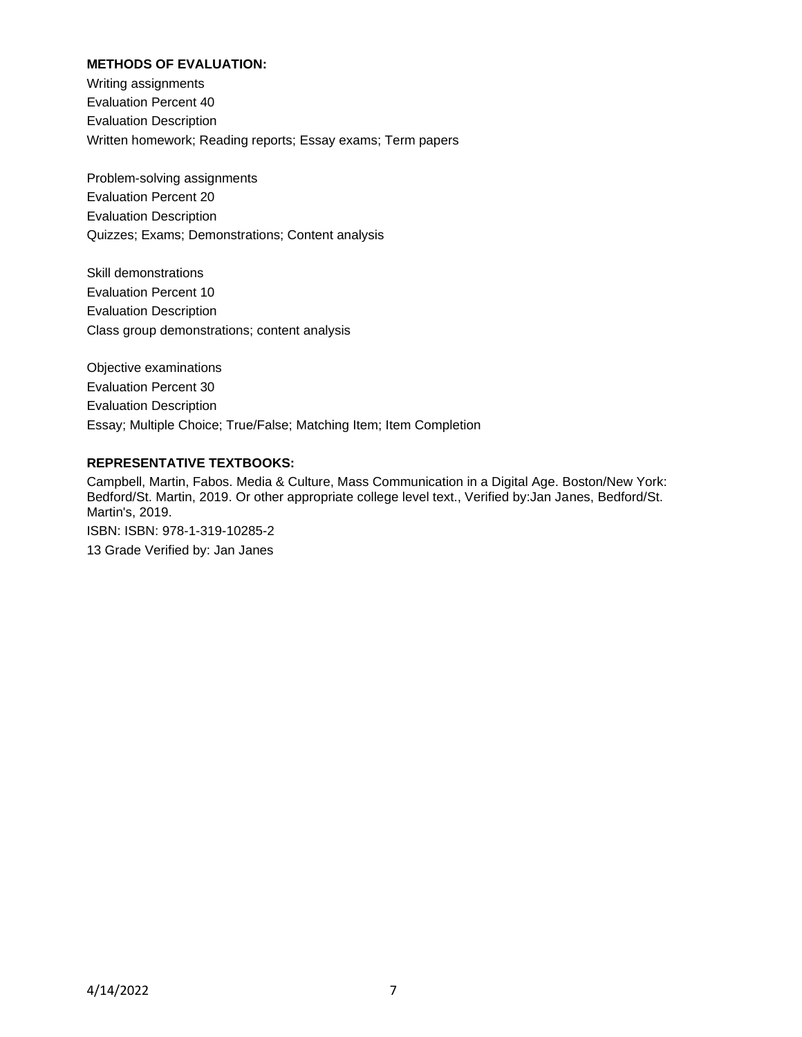**METHODS OF EVALUATION:**

Writing assignments
Evaluation Percent 40
Evaluation Description
Written homework; Reading reports; Essay exams; Term papers

Problem-solving assignments
Evaluation Percent 20
Evaluation Description
Quizzes; Exams; Demonstrations; Content analysis

Skill demonstrations
Evaluation Percent 10
Evaluation Description
Class group demonstrations; content analysis

Objective examinations
Evaluation Percent 30
Evaluation Description
Essay; Multiple Choice; True/False; Matching Item; Item Completion

**REPRESENTATIVE TEXTBOOKS:**

Campbell, Martin, Fabos. Media & Culture, Mass Communication in a Digital Age. Boston/New York: Bedford/St. Martin, 2019. Or other appropriate college level text., Verified by:Jan Janes, Bedford/St. Martin's, 2019.
ISBN: ISBN: 978-1-319-10285-2
13 Grade Verified by: Jan Janes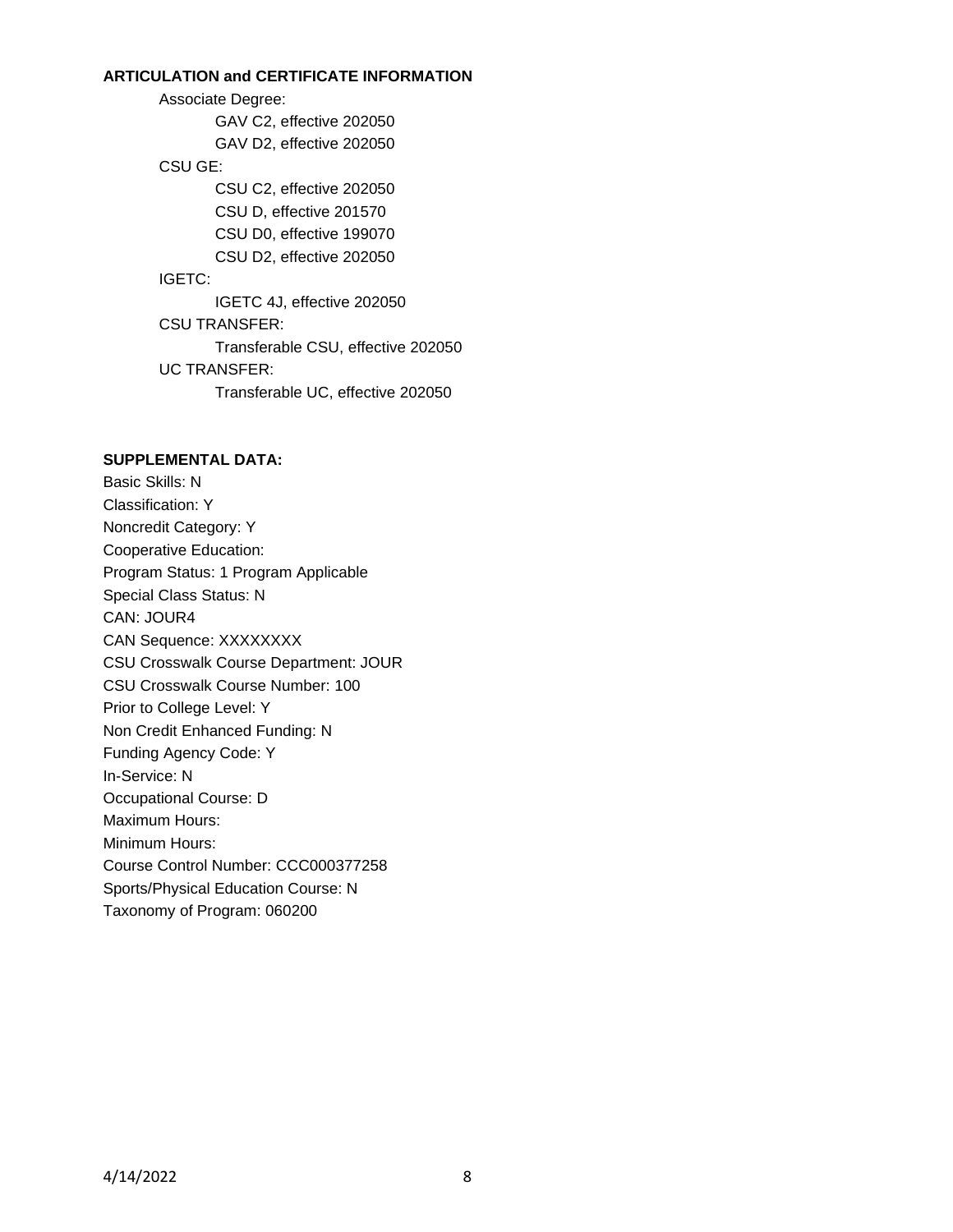**ARTICULATION and CERTIFICATE INFORMATION**

Associate Degree:

- GAV C2, effective 202050
- GAV D2, effective 202050

CSU GE:

- CSU C2, effective 202050
- CSU D, effective 201570
- CSU D0, effective 199070
- CSU D2, effective 202050

IGETC:

- IGETC 4J, effective 202050

CSU TRANSFER:

- Transferable CSU, effective 202050

UC TRANSFER:

- Transferable UC, effective 202050

**SUPPLEMENTAL DATA:**

Basic Skills: N
Classification: Y
Noncredit Category: Y
Cooperative Education:
Program Status: 1 Program Applicable
Special Class Status: N
CAN: JOUR4
CAN Sequence: XXXXXXXX
CSU Crosswalk Course Department: JOUR
CSU Crosswalk Course Number: 100
Prior to College Level: Y
Non Credit Enhanced Funding: N
Funding Agency Code: Y
In-Service: N
Occupational Course: D
Maximum Hours:
Minimum Hours:
Course Control Number: CCC000377258
Sports/Physical Education Course: N
Taxonomy of Program: 060200